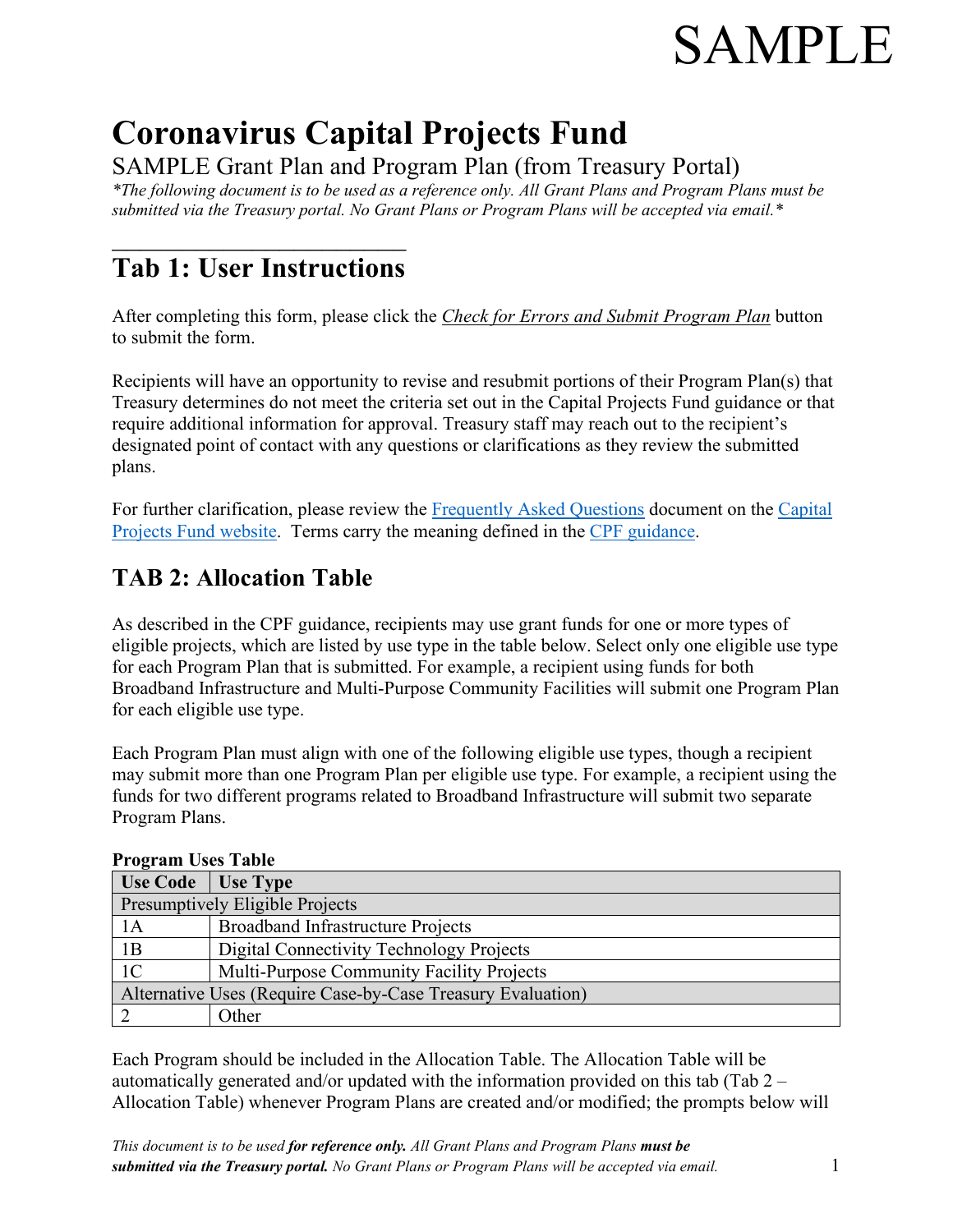SAMPLE

# Coronavirus Capital Projects Fund

SAMPLE Grant Plan and Program Plan (from Treasury Portal)

*\*The following document is to be used as a reference only. All Grant Plans and Program Plans must be submitted via the Treasury portal. No Grant Plans or Program Plans will be accepted via email.\**

## Tab 1: User Instructions

After completing this form, please click the *Check for Errors and Submit Program Plan* button to submit the form.

Recipients will have an opportunity to revise and resubmit portions of their Program Plan(s) that Treasury determines do not meet the criteria set out in the Capital Projects Fund guidance or that require additional information for approval. Treasury staff may reach out to the recipient's designated point of contact with any questions or clarifications as they review the submitted plans.

For further clarification, please review the Frequently Asked Questions document on the Capital Projects Fund website. Terms carry the meaning defined in the CPF guidance.

## TAB 2: Allocation Table

As described in the CPF guidance, recipients may use grant funds for one or more types of eligible projects, which are listed by use type in the table below. Select only one eligible use type for each Program Plan that is submitted. For example, a recipient using funds for both Broadband Infrastructure and Multi-Purpose Community Facilities will submit one Program Plan for each eligible use type.

Each Program Plan must align with one of the following eligible use types, though a recipient may submit more than one Program Plan per eligible use type. For example, a recipient using the funds for two different programs related to Broadband Infrastructure will submit two separate Program Plans.

**Program Uses Table**

| Use Code | Use Type |
|---|---|
| Presumptively Eligible Projects | |
| 1A | Broadband Infrastructure Projects |
| 1B | Digital Connectivity Technology Projects |
| 1C | Multi-Purpose Community Facility Projects |
| Alternative Uses (Require Case-by-Case Treasury Evaluation) | |
| 2 | Other |

Each Program should be included in the Allocation Table. The Allocation Table will be automatically generated and/or updated with the information provided on this tab (Tab 2 – Allocation Table) whenever Program Plans are created and/or modified; the prompts below will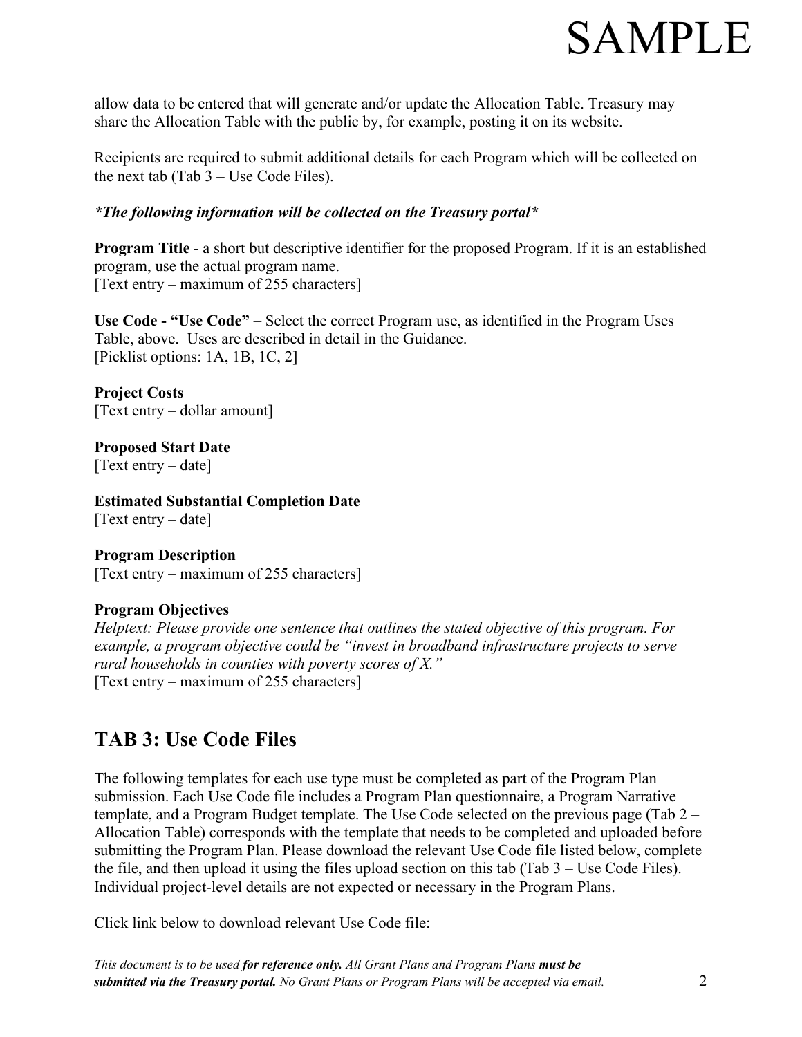allow data to be entered that will generate and/or update the Allocation Table. Treasury may share the Allocation Table with the public by, for example, posting it on its website.

Recipients are required to submit additional details for each Program which will be collected on the next tab (Tab 3 – Use Code Files).

***The following information will be collected on the Treasury portal***

**Program Title** - a short but descriptive identifier for the proposed Program. If it is an established program, use the actual program name.
[Text entry – maximum of 255 characters]

**Use Code - "Use Code"** – Select the correct Program use, as identified in the Program Uses Table, above. Uses are described in detail in the Guidance.
[Picklist options: 1A, 1B, 1C, 2]

**Project Costs**
[Text entry – dollar amount]

**Proposed Start Date**
[Text entry – date]

**Estimated Substantial Completion Date**
[Text entry – date]

**Program Description**
[Text entry – maximum of 255 characters]

**Program Objectives**
*Helptext: Please provide one sentence that outlines the stated objective of this program. For example, a program objective could be "invest in broadband infrastructure projects to serve rural households in counties with poverty scores of X."*
[Text entry – maximum of 255 characters]

## TAB 3: Use Code Files

The following templates for each use type must be completed as part of the Program Plan submission. Each Use Code file includes a Program Plan questionnaire, a Program Narrative template, and a Program Budget template. The Use Code selected on the previous page (Tab 2 – Allocation Table) corresponds with the template that needs to be completed and uploaded before submitting the Program Plan. Please download the relevant Use Code file listed below, complete the file, and then upload it using the files upload section on this tab (Tab 3 – Use Code Files). Individual project-level details are not expected or necessary in the Program Plans.

Click link below to download relevant Use Code file: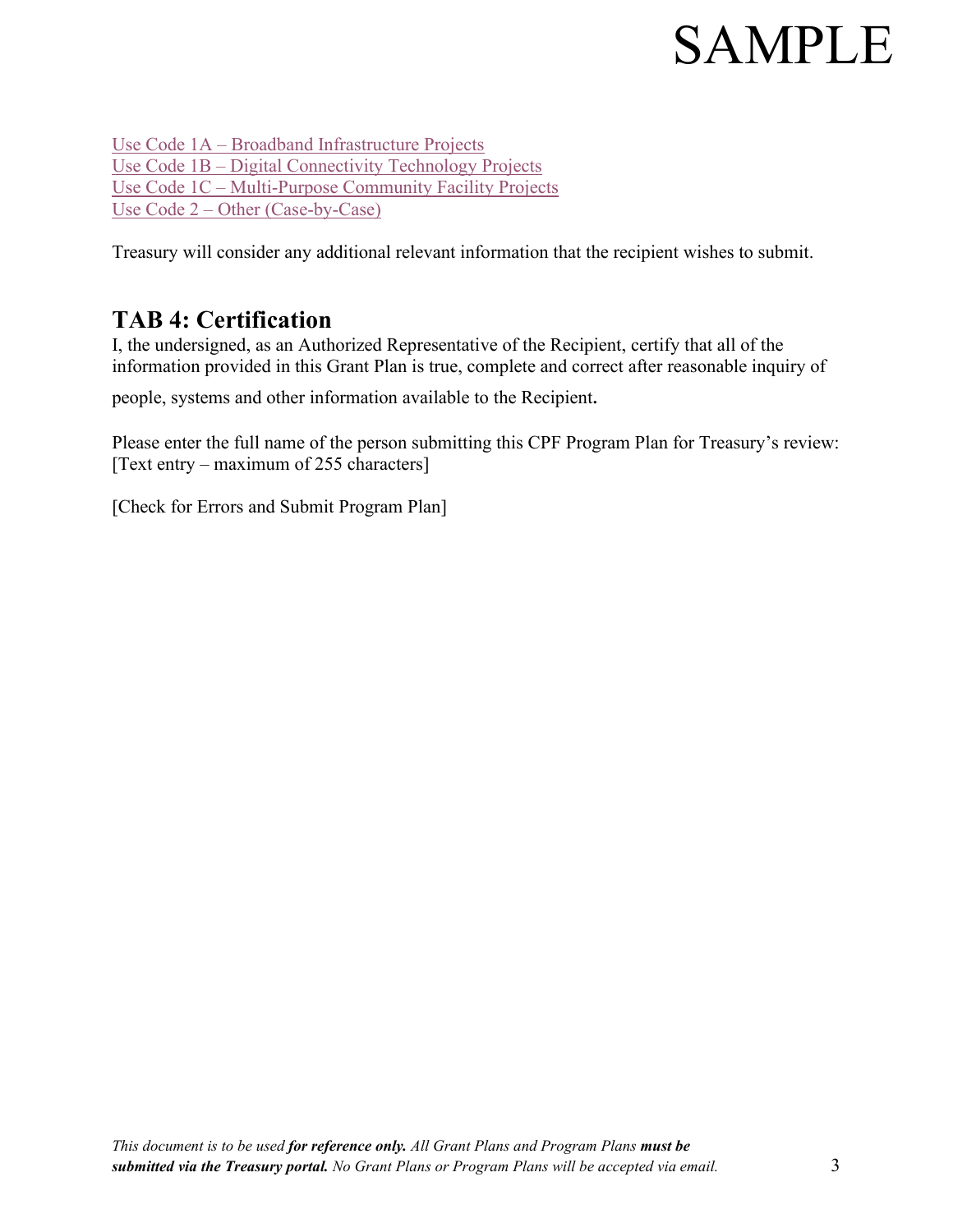# SAMPLE

Use Code 1A – Broadband Infrastructure Projects
Use Code 1B – Digital Connectivity Technology Projects
Use Code 1C – Multi-Purpose Community Facility Projects
Use Code 2 – Other (Case-by-Case)

Treasury will consider any additional relevant information that the recipient wishes to submit.

## TAB 4: Certification

I, the undersigned, as an Authorized Representative of the Recipient, certify that all of the information provided in this Grant Plan is true, complete and correct after reasonable inquiry of people, systems and other information available to the Recipient**.**

Please enter the full name of the person submitting this CPF Program Plan for Treasury's review: [Text entry – maximum of 255 characters]

[Check for Errors and Submit Program Plan]

*This document is to be used **for reference only.** All Grant Plans and Program Plans **must be submitted via the Treasury portal.** No Grant Plans or Program Plans will be accepted via email.*